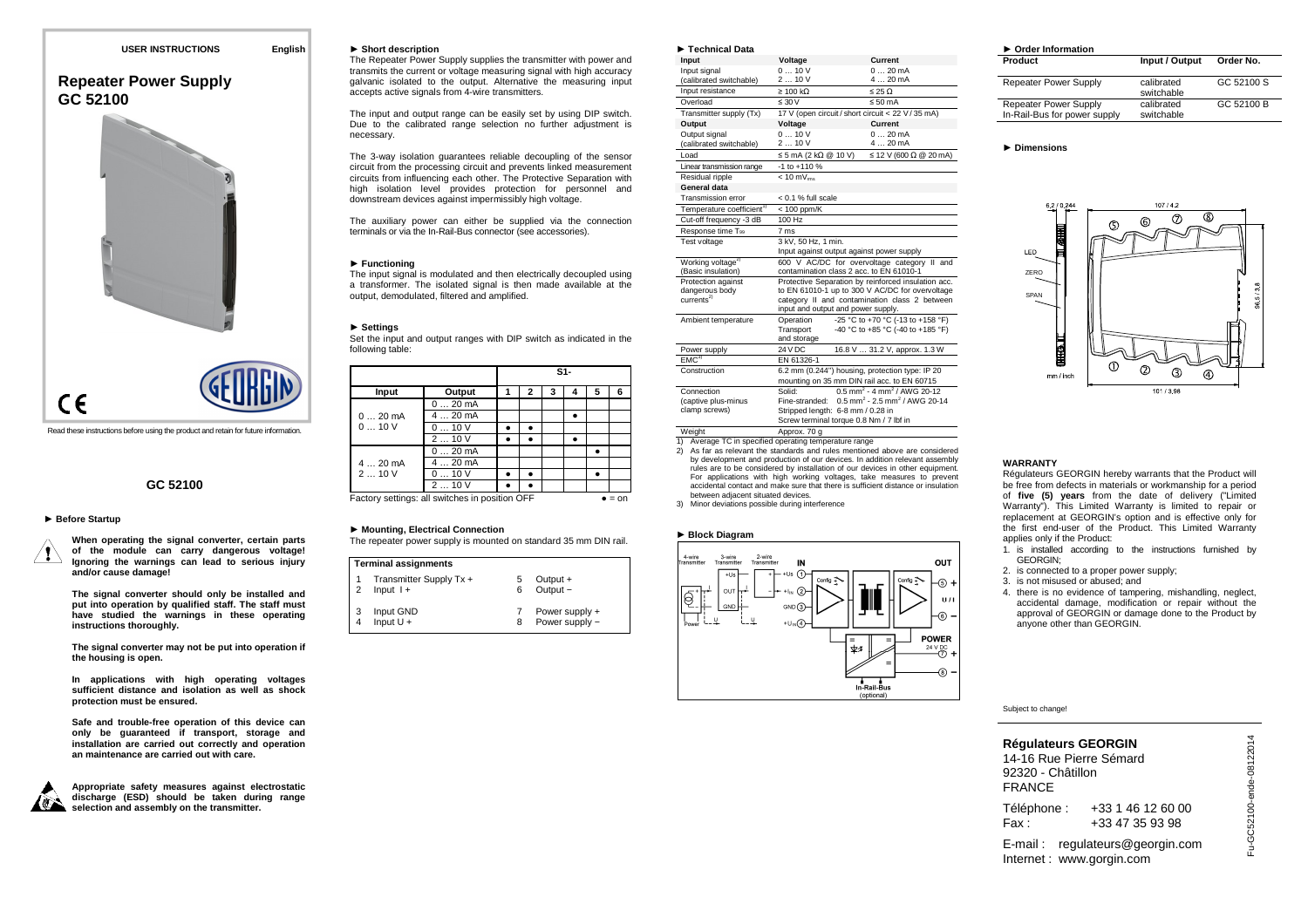USER INSTRUCTIONS English

# Repeater Power Supply GC 52100

Read these instructions before using the product and retain for future information.

## GC 52100

### ► Before Startup

**When operating the signal converter, certain parts of the module can carry dangerous voltage! Ignoring the warnings can lead to serious injury and/or cause damage!**

**The signal converter should only be installed and put into operation by qualified staff. The staff must have studied the warnings in these operating instructions thoroughly.**

**The signal converter may not be put into operation if the housing is open.**

**In applications with high operating voltages sufficient distance and isolation as well as shock protection must be ensured.**

**Safe and trouble-free operation of this device can only be guaranteed if transport, storage and installation are carried out correctly and operation an maintenance are carried out with care.**

**Appropriate safety measures against electrostatic discharge (ESD) should be taken during range selection and assembly on the transmitter.**

### ► Short description

The Repeater Power Supply supplies the transmitter with power and transmits the current or voltage measuring signal with high accuracy galvanic isolated to the output. Alternative the measuring input accepts active signals from 4-wire transmitters.

The input and output range can be easily set by using DIP switch. Due to the calibrated range selection no further adjustment is necessary.

The 3-way isolation guarantees reliable decoupling of the sensor circuit from the processing circuit and prevents linked measurement circuits from influencing each other. The Protective Separation with high isolation level provides protection for personnel and downstream devices against impermissibly high voltage.

The auxiliary power can either be supplied via the connection terminals or via the In-Rail-Bus connector (see accessories).

### ► Functioning

The input signal is modulated and then electrically decoupled using a transformer. The isolated signal is then made available at the output, demodulated, filtered and amplified.

### ► Settings

Set the input and output ranges with DIP switch as indicated in the following table:

| Input | Output | S1-1 | S1-2 | S1-3 | S1-4 | S1-5 | S1-6 |
|---|---|---|---|---|---|---|---|
| 0 … 20 mA / 0 … 10 V | 0 … 20 mA | | | | | | |
| | 4 … 20 mA | | | | ● | | |
| | 0 … 10 V | ● | ● | | | | |
| | 2 … 10 V | ● | ● | | ● | | |
| 4 … 20 mA / 2 … 10 V | 0 … 20 mA | | | | | ● | |
| | 4 … 20 mA | | | | | | |
| | 0 … 10 V | ● | ● | | | ● | |
| | 2 … 10 V | ● | ● | | | | |

Factory settings: all switches in position OFF ● = on

### ► Mounting, Electrical Connection

The repeater power supply is mounted on standard 35 mm DIN rail.

| Terminal assignments | | | |
|---|---|---|---|
| 1 | Transmitter Supply Tx + | 5 | Output + |
| 2 | Input I + | 6 | Output − |
| 3 | Input GND | 7 | Power supply + |
| 4 | Input U + | 8 | Power supply − |

### ► Technical Data

| Input | Voltage | Current |
|---|---|---|
| Input signal (calibrated switchable) | 0 … 10 V / 2 … 10 V | 0 … 20 mA / 4 … 20 mA |
| Input resistance | ≥ 100 kΩ | ≤ 25 Ω |
| Overload | ≤ 30 V | ≤ 50 mA |
| Transmitter supply (Tx) | 17 V (open circuit / short circuit < 22 V / 35 mA) | |
| **Output** | **Voltage** | **Current** |
| Output signal (calibrated switchable) | 0 … 10 V / 2 … 10 V | 0 … 20 mA / 4 … 20 mA |
| Load | ≤ 5 mA (2 kΩ @ 10 V) | ≤ 12 V (600 Ω @ 20 mA) |
| Linear transmission range | -1 to +110 % | |
| Residual ripple | < 10 mV$_{rms}$ | |
| **General data** | | |
| Transmission error | < 0.1 % full scale | |
| Temperature coefficient[1] | < 100 ppm/K | |
| Cut-off frequency -3 dB | 100 Hz | |
| Response time $T_{90}$ | 7 ms | |
| Test voltage | 3 kV, 50 Hz, 1 min. Input against output against power supply | |
| Working voltage[2] (Basic insulation) | 600 V AC/DC for overvoltage category II and contamination class 2 acc. to EN 61010-1 | |
| Protection against dangerous body currents[2] | Protective Separation by reinforced insulation acc. to EN 61010-1 up to 300 V AC/DC for overvoltage category II and contamination class 2 between input and output and power supply. | |
| Ambient temperature | Operation: -25 °C to +70 °C (-13 to +158 °F); Transport and storage: -40 °C to +85 °C (-40 to +185 °F) | |
| Power supply | 24 V DC | 16.8 V … 31.2 V, approx. 1.3 W |
| EMC[3] | EN 61326-1 | |
| Construction | 6.2 mm (0.244") housing, protection type: IP 20 mounting on 35 mm DIN rail acc. to EN 60715 | |
| Connection (captive plus-minus clamp screws) | Solid: 0.5 mm² - 4 mm² / AWG 20-12; Fine-stranded: 0.5 mm² - 2.5 mm² / AWG 20-14; Stripped length: 6-8 mm / 0.28 in; Screw terminal torque 0.8 Nm / 7 lbf in | |
| Weight | Approx. 70 g | |

1) Average TC in specified operating temperature range
2) As far as relevant the standards and rules mentioned above are considered by development and production of our devices. In addition relevant assembly rules are to be considered by installation of our devices in other equipment. For applications with high working voltages, take measures to prevent accidental contact and make sure that there is sufficient distance or insulation between adjacent situated devices.
3) Minor deviations possible during interference

### ► Block Diagram

4-wire Transmitter, 3-wire Transmitter, 2-wire Transmitter — IN: +Us ①, +I$_{IN}$ ②, GND ③, +U$_{IN}$ ④ — Config — OUT: ⑤ +, U / I, ⑥ − — POWER 24 V DC: ⑦ +, ⑧ − — In-Rail-Bus (optional)

### ► Order Information

| Product | Input / Output | Order No. |
|---|---|---|
| Repeater Power Supply | calibrated switchable | GC 52100 S |
| Repeater Power Supply In-Rail-Bus for power supply | calibrated switchable | GC 52100 B |

### ► Dimensions

6.2 / 0.244; 107 / 4.2; 101 / 3.98; 96.5 / 3.8; LED; ZERO; SPAN; mm / inch

### WARRANTY

Régulateurs GEORGIN hereby warrants that the Product will be free from defects in materials or workmanship for a period of **five (5) years** from the date of delivery ("Limited Warranty"). This Limited Warranty is limited to repair or replacement at GEORGIN's option and is effective only for the first end-user of the Product. This Limited Warranty applies only if the Product:

1. is installed according to the instructions furnished by GEORGIN;
2. is connected to a proper power supply;
3. is not misused or abused; and
4. there is no evidence of tampering, mishandling, neglect, accidental damage, modification or repair without the approval of GEORGIN or damage done to the Product by anyone other than GEORGIN.

Subject to change!

**Régulateurs GEORGIN**
14-16 Rue Pierre Sémard
92320 - Châtillon
FRANCE

Téléphone : +33 1 46 12 60 00
Fax : +33 47 35 93 98

E-mail : regulateurs@georgin.com
Internet : www.gorgin.com

Fu-GC52100-ende-08122014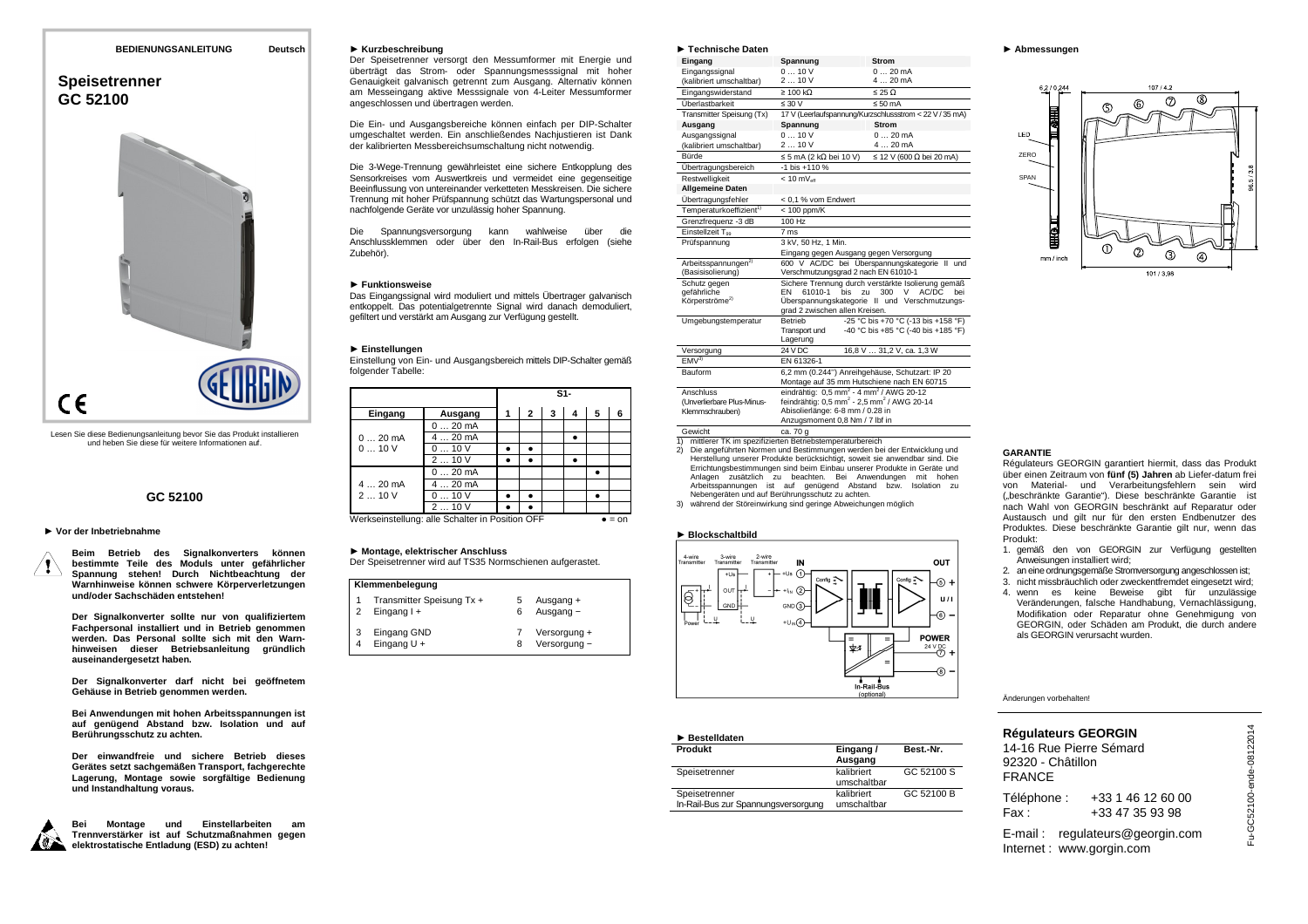**BEDIENUNGSANLEITUNG** **Deutsch**

# Speisetrenner GC 52100

Lesen Sie diese Bedienungsanleitung bevor Sie das Produkt installieren und heben Sie diese für weitere Informationen auf.

## GC 52100

### ► Vor der Inbetriebnahme

**Beim Betrieb des Signalkonverters können bestimmte Teile des Moduls unter gefährlicher Spannung stehen! Durch Nichtbeachtung der Warnhinweise können schwere Körperverletzungen und/oder Sachschäden entstehen!**

**Der Signalkonverter sollte nur von qualifiziertem Fachpersonal installiert und in Betrieb genommen werden. Das Personal sollte sich mit den Warnhinweisen dieser Betriebsanleitung gründlich auseinandergesetzt haben.**

**Der Signalkonverter darf nicht bei geöffnetem Gehäuse in Betrieb genommen werden.**

**Bei Anwendungen mit hohen Arbeitsspannungen ist auf genügend Abstand bzw. Isolation und auf Berührungsschutz zu achten.**

**Der einwandfreie und sichere Betrieb dieses Gerätes setzt sachgemäßen Transport, fachgerechte Lagerung, Montage sowie sorgfältige Bedienung und Instandhaltung voraus.**

**Bei Montage und Einstellarbeiten am Trennverstärker ist auf Schutzmaßnahmen gegen elektrostatische Entladung (ESD) zu achten!**

### ► Kurzbeschreibung

Der Speisetrenner versorgt den Messumformer mit Energie und überträgt das Strom- oder Spannungsmesssignal mit hoher Genauigkeit galvanisch getrennt zum Ausgang. Alternativ können am Messeingang aktive Messsignale von 4-Leiter Messumformer angeschlossen und übertragen werden.

Die Ein- und Ausgangsbereiche können einfach per DIP-Schalter umgeschaltet werden. Ein anschließendes Nachjustieren ist Dank der kalibrierten Messbereichsumschaltung nicht notwendig.

Die 3-Wege-Trennung gewährleistet eine sichere Entkopplung des Sensorkreises vom Auswertkreis und vermeidet eine gegenseitige Beeinflussung von untereinander verketteten Messkreisen. Die sichere Trennung mit hoher Prüfspannung schützt das Wartungspersonal und nachfolgende Geräte vor unzulässig hoher Spannung.

Die Spannungsversorgung kann wahlweise über die Anschlussklemmen oder über den In-Rail-Bus erfolgen (siehe Zubehör).

### ► Funktionsweise

Das Eingangssignal wird moduliert und mittels Übertrager galvanisch entkoppelt. Das potentialgetrennte Signal wird danach demoduliert, gefiltert und verstärkt am Ausgang zur Verfügung gestellt.

### ► Einstellungen

Einstellung von Ein- und Ausgangsbereich mittels DIP-Schalter gemäß folgender Tabelle:

| | | S1- | | | | | |
|---|---|---|---|---|---|---|---|
| **Eingang** | **Ausgang** | 1 | 2 | 3 | 4 | 5 | 6 |
| 0 … 20 mA<br>0 … 10 V | 0 … 20 mA | | | | | | |
| | 4 … 20 mA | | | | ● | | |
| | 0 … 10 V | ● | ● | | | | |
| | 2 … 10 V | ● | ● | | ● | | |
| 4 … 20 mA<br>2 … 10 V | 0 … 20 mA | | | | | ● | |
| | 4 … 20 mA | | | | | | |
| | 0 … 10 V | ● | ● | | | ● | |
| | 2 … 10 V | ● | ● | | | | |

Werkseinstellung: alle Schalter in Position OFF ● = on

### ► Montage, elektrischer Anschluss

Der Speisetrenner wird auf TS35 Normschienen aufgerastet.

| **Klemmenbelegung** | | | |
|---|---|---|---|
| 1 | Transmitter Speisung Tx + | 5 | Ausgang + |
| 2 | Eingang I + | 6 | Ausgang – |
| 3 | Eingang GND | 7 | Versorgung + |
| 4 | Eingang U + | 8 | Versorgung – |

### ► Technische Daten

| **Eingang** | **Spannung** | **Strom** |
|---|---|---|
| Eingangssignal (kalibriert umschaltbar) | 0 … 10 V<br>2 … 10 V | 0 … 20 mA<br>4 … 20 mA |
| Eingangswiderstand | ≥ 100 kΩ | ≤ 25 Ω |
| Überlastbarkeit | ≤ 30 V | ≤ 50 mA |
| Transmitter Speisung (Tx) | 17 V (Leerlaufspannung/Kurzschlussstrom < 22 V / 35 mA) | |
| **Ausgang** | **Spannung** | **Strom** |
| Ausgangssignal (kalibriert umschaltbar) | 0 … 10 V<br>2 … 10 V | 0 … 20 mA<br>4 … 20 mA |
| Bürde | ≤ 5 mA (2 kΩ bei 10 V) | ≤ 12 V (600 Ω bei 20 mA) |
| Übertragungsbereich | -1 bis +110 % | |
| Restwelligkeit | < 10 $mV_{eff}$ | |
| **Allgemeine Daten** | | |
| Übertragungsfehler | < 0,1 % vom Endwert | |
| Temperaturkoeffizient[1] | < 100 ppm/K | |
| Grenzfrequenz -3 dB | 100 Hz | |
| Einstellzeit $T_{99}$ | 7 ms | |
| Prüfspannung | 3 kV, 50 Hz, 1 Min.<br>Eingang gegen Ausgang gegen Versorgung | |
| Arbeitsspannungen[2] (Basisisolierung) | 600 V AC/DC bei Überspannungskategorie II und Verschmutzungsgrad 2 nach EN 61010-1 | |
| Schutz gegen gefährliche Körperströme[2] | Sichere Trennung durch verstärkte Isolierung gemäß EN 61010-1 bis zu 300 V AC/DC bei Überspannungskategorie II und Verschmutzungsgrad 2 zwischen allen Kreisen. | |
| Umgebungstemperatur | Betrieb: -25 °C bis +70 °C (-13 bis +158 °F)<br>Transport und Lagerung: -40 °C bis +85 °C (-40 bis +185 °F) | |
| Versorgung | 24 V DC | 16,8 V … 31,2 V, ca. 1,3 W |
| EMV[3] | EN 61326-1 | |
| Bauform | 6,2 mm (0.244'') Anreihgehäuse, Schutzart: IP 20<br>Montage auf 35 mm Hutschiene nach EN 60715 | |
| Anschluss (Unverlierbare Plus-Minus-Klemmschrauben) | eindrähtig: 0,5 $mm^2$ - 4 $mm^2$ / AWG 20-12<br>feindrähtig: 0,5 $mm^2$ - 2,5 $mm^2$ / AWG 20-14<br>Abisolierlänge: 6-8 mm / 0.28 in<br>Anzugsmoment 0,8 Nm / 7 lbf in | |
| Gewicht | ca. 70 g | |

1) mittlerer TK im spezifizierten Betriebstemperaturbereich
2) Die angeführten Normen und Bestimmungen werden bei der Entwicklung und Herstellung unserer Produkte berücksichtigt, soweit sie anwendbar sind. Die Errichtungsbestimmungen sind beim Einbau unserer Produkte in Geräte und Anlagen zusätzlich zu beachten. Bei Anwendungen mit hohen Arbeitsspannungen ist auf genügend Abstand bzw. Isolation zu Nebengeräten und auf Berührungsschutz zu achten.
3) während der Störeinwirkung sind geringe Abweichungen möglich

### ► Blockschaltbild

4-wire Transmitter
3-wire Transmitter
2-wire Transmitter
IN
OUT
+Us
OUT
GND
Power
+Us ①
+IIN ②
GND ③
+UIN ④
Config
⑤ +
U / I
⑥ –
POWER
24 V DC
⑦ +
⑧ –
In-Rail-Bus (optional)

### ► Bestelldaten

| **Produkt** | **Eingang / Ausgang** | **Best.-Nr.** |
|---|---|---|
| Speisetrenner | kalibriert umschaltbar | GC 52100 S |
| Speisetrenner<br>In-Rail-Bus zur Spannungsversorgung | kalibriert umschaltbar | GC 52100 B |

### ► Abmessungen

6,2 / 0.244
107 / 4.2
LED
ZERO
SPAN
96,5 / 3.8
mm / inch
101 / 3.98

### GARANTIE

Régulateurs GEORGIN garantiert hiermit, dass das Produkt über einen Zeitraum von **fünf (5) Jahren** ab Liefer-datum frei von Material- und Verarbeitungsfehlern sein wird („beschränkte Garantie"). Diese beschränkte Garantie ist nach Wahl von GEORGIN beschränkt auf Reparatur oder Austausch und gilt nur für den ersten Endbenutzer des Produktes. Diese beschränkte Garantie gilt nur, wenn das Produkt:

1. gemäß den von GEORGIN zur Verfügung gestellten Anweisungen installiert wird;
2. an eine ordnungsgemäße Stromversorgung angeschlossen ist;
3. nicht missbräuchlich oder zweckentfremdet eingesetzt wird;
4. wenn es keine Beweise gibt für unzulässige Veränderungen, falsche Handhabung, Vernachlässigung, Modifikation oder Reparatur ohne Genehmigung von GEORGIN, oder Schäden am Produkt, die durch andere als GEORGIN verursacht wurden.

Änderungen vorbehalten!

**Régulateurs GEORGIN**
14-16 Rue Pierre Sémard
92320 - Châtillon
FRANCE

Téléphone : +33 1 46 12 60 00
Fax : +33 47 35 93 98

E-mail : regulateurs@georgin.com
Internet : www.gorgin.com

Fu-GC52100-ende-08122014